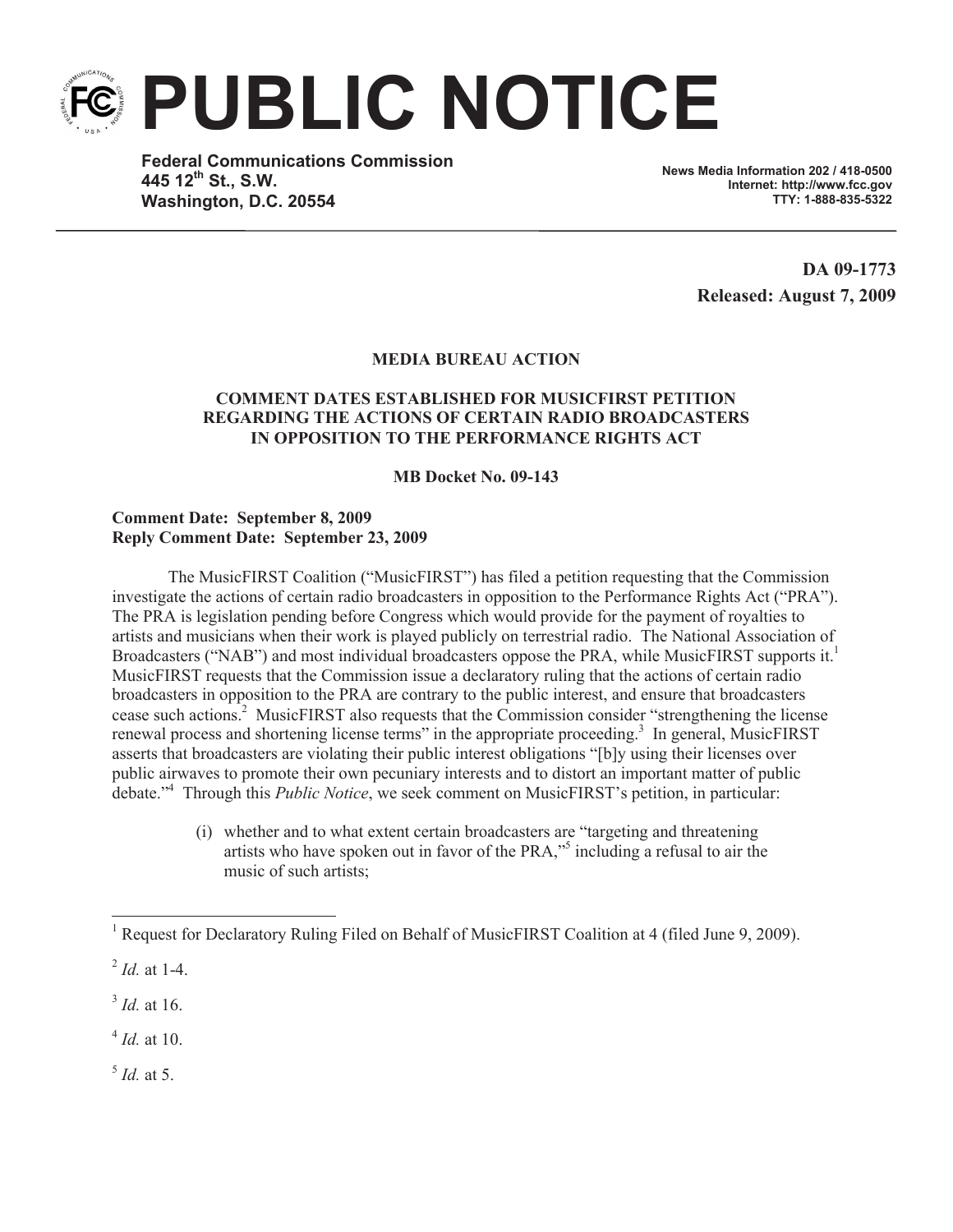# PUBLIC NOTICE

**Federal Communications Commission**
**445 12th St., S.W.**
**Washington, D.C. 20554**

**News Media Information 202 / 418-0500**
**Internet: http://www.fcc.gov**
**TTY: 1-888-835-5322**

**DA 09-1773**
**Released: August 7, 2009**

**MEDIA BUREAU ACTION**

**COMMENT DATES ESTABLISHED FOR MUSICFIRST PETITION REGARDING THE ACTIONS OF CERTAIN RADIO BROADCASTERS IN OPPOSITION TO THE PERFORMANCE RIGHTS ACT**

**MB Docket No. 09-143**

**Comment Date: September 8, 2009**
**Reply Comment Date: September 23, 2009**

The MusicFIRST Coalition ("MusicFIRST") has filed a petition requesting that the Commission investigate the actions of certain radio broadcasters in opposition to the Performance Rights Act ("PRA"). The PRA is legislation pending before Congress which would provide for the payment of royalties to artists and musicians when their work is played publicly on terrestrial radio. The National Association of Broadcasters ("NAB") and most individual broadcasters oppose the PRA, while MusicFIRST supports it.[1] MusicFIRST requests that the Commission issue a declaratory ruling that the actions of certain radio broadcasters in opposition to the PRA are contrary to the public interest, and ensure that broadcasters cease such actions.[2] MusicFIRST also requests that the Commission consider "strengthening the license renewal process and shortening license terms" in the appropriate proceeding.[3] In general, MusicFIRST asserts that broadcasters are violating their public interest obligations "[b]y using their licenses over public airwaves to promote their own pecuniary interests and to distort an important matter of public debate."[4] Through this *Public Notice*, we seek comment on MusicFIRST's petition, in particular:

(i) whether and to what extent certain broadcasters are "targeting and threatening artists who have spoken out in favor of the PRA,"[5] including a refusal to air the music of such artists;

---

[1] Request for Declaratory Ruling Filed on Behalf of MusicFIRST Coalition at 4 (filed June 9, 2009).

[2] *Id.* at 1-4.

[3] *Id.* at 16.

[4] *Id.* at 10.

[5] *Id.* at 5.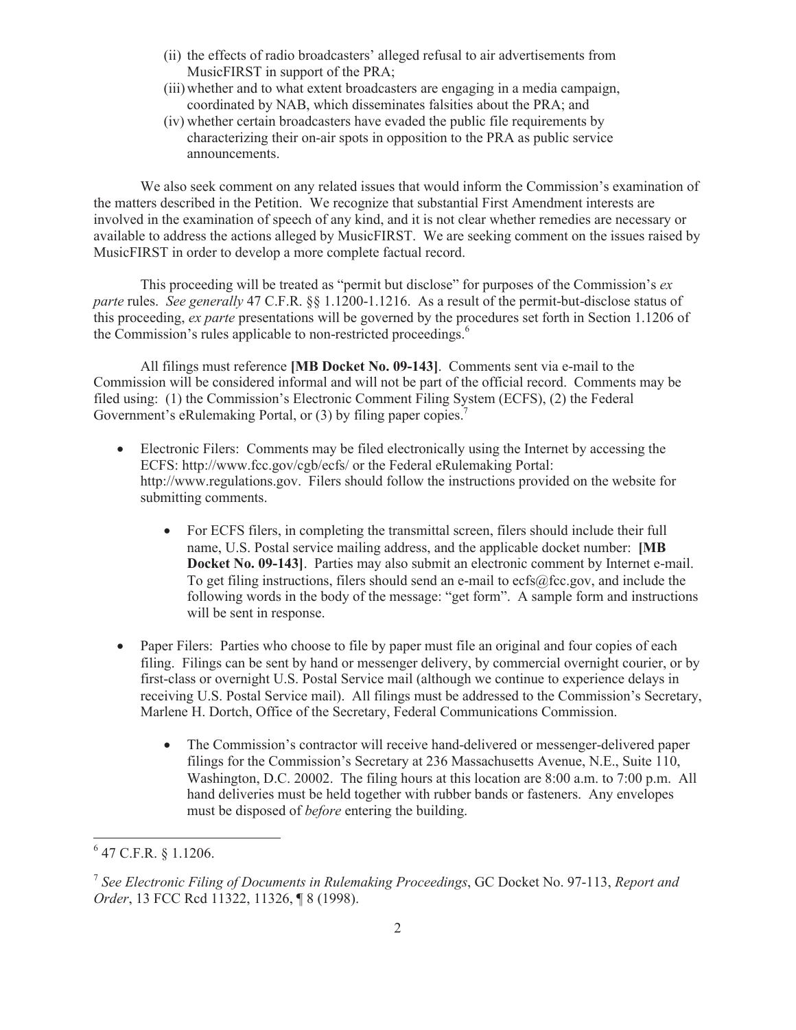(ii) the effects of radio broadcasters' alleged refusal to air advertisements from MusicFIRST in support of the PRA;

(iii) whether and to what extent broadcasters are engaging in a media campaign, coordinated by NAB, which disseminates falsities about the PRA; and

(iv) whether certain broadcasters have evaded the public file requirements by characterizing their on-air spots in opposition to the PRA as public service announcements.

We also seek comment on any related issues that would inform the Commission's examination of the matters described in the Petition. We recognize that substantial First Amendment interests are involved in the examination of speech of any kind, and it is not clear whether remedies are necessary or available to address the actions alleged by MusicFIRST. We are seeking comment on the issues raised by MusicFIRST in order to develop a more complete factual record.

This proceeding will be treated as "permit but disclose" for purposes of the Commission's *ex parte* rules. *See generally* 47 C.F.R. §§ 1.1200-1.1216. As a result of the permit-but-disclose status of this proceeding, *ex parte* presentations will be governed by the procedures set forth in Section 1.1206 of the Commission's rules applicable to non-restricted proceedings.[6]

All filings must reference **[MB Docket No. 09-143]**. Comments sent via e-mail to the Commission will be considered informal and will not be part of the official record. Comments may be filed using: (1) the Commission's Electronic Comment Filing System (ECFS), (2) the Federal Government's eRulemaking Portal, or (3) by filing paper copies.[7]

- Electronic Filers: Comments may be filed electronically using the Internet by accessing the ECFS: http://www.fcc.gov/cgb/ecfs/ or the Federal eRulemaking Portal: http://www.regulations.gov. Filers should follow the instructions provided on the website for submitting comments.
    - For ECFS filers, in completing the transmittal screen, filers should include their full name, U.S. Postal service mailing address, and the applicable docket number: **[MB Docket No. 09-143]**. Parties may also submit an electronic comment by Internet e-mail. To get filing instructions, filers should send an e-mail to ecfs@fcc.gov, and include the following words in the body of the message: "get form". A sample form and instructions will be sent in response.

- Paper Filers: Parties who choose to file by paper must file an original and four copies of each filing. Filings can be sent by hand or messenger delivery, by commercial overnight courier, or by first-class or overnight U.S. Postal Service mail (although we continue to experience delays in receiving U.S. Postal Service mail). All filings must be addressed to the Commission's Secretary, Marlene H. Dortch, Office of the Secretary, Federal Communications Commission.
    - The Commission's contractor will receive hand-delivered or messenger-delivered paper filings for the Commission's Secretary at 236 Massachusetts Avenue, N.E., Suite 110, Washington, D.C. 20002. The filing hours at this location are 8:00 a.m. to 7:00 p.m. All hand deliveries must be held together with rubber bands or fasteners. Any envelopes must be disposed of *before* entering the building.

---

[6] 47 C.F.R. § 1.1206.

[7] *See Electronic Filing of Documents in Rulemaking Proceedings*, GC Docket No. 97-113, *Report and Order*, 13 FCC Rcd 11322, 11326, ¶ 8 (1998).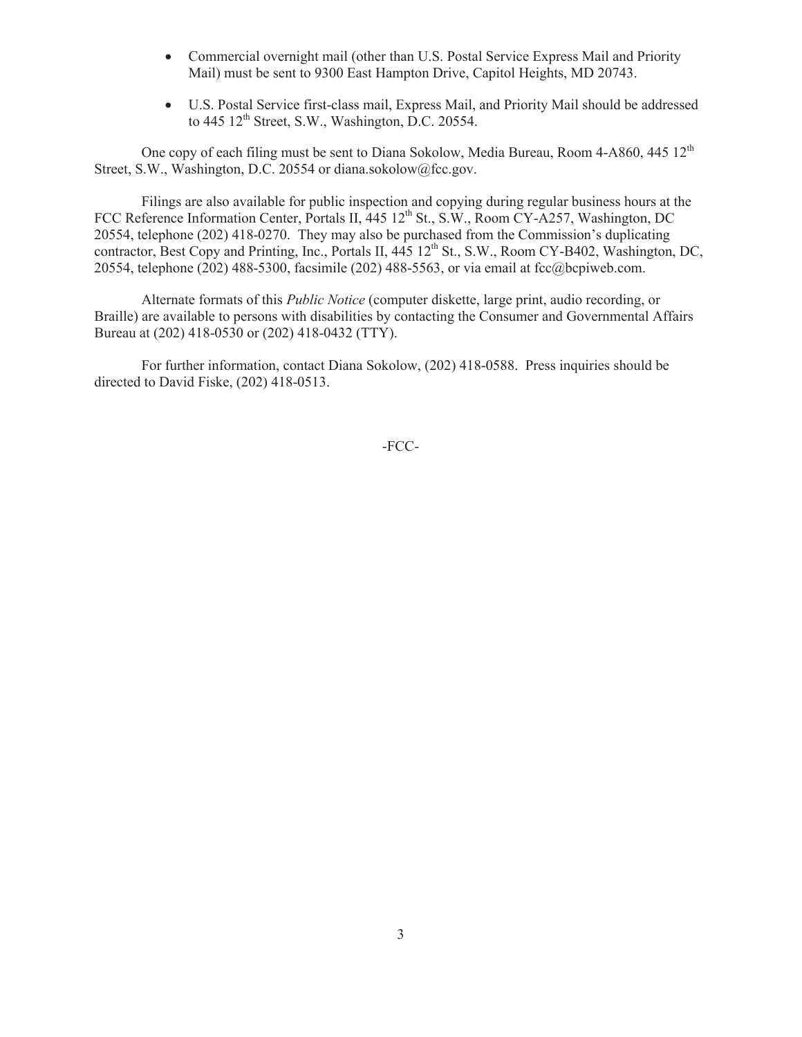- Commercial overnight mail (other than U.S. Postal Service Express Mail and Priority Mail) must be sent to 9300 East Hampton Drive, Capitol Heights, MD 20743.

- U.S. Postal Service first-class mail, Express Mail, and Priority Mail should be addressed to 445 12th Street, S.W., Washington, D.C. 20554.

One copy of each filing must be sent to Diana Sokolow, Media Bureau, Room 4-A860, 445 12th Street, S.W., Washington, D.C. 20554 or diana.sokolow@fcc.gov.

Filings are also available for public inspection and copying during regular business hours at the FCC Reference Information Center, Portals II, 445 12th St., S.W., Room CY-A257, Washington, DC 20554, telephone (202) 418-0270. They may also be purchased from the Commission's duplicating contractor, Best Copy and Printing, Inc., Portals II, 445 12th St., S.W., Room CY-B402, Washington, DC, 20554, telephone (202) 488-5300, facsimile (202) 488-5563, or via email at fcc@bcpiweb.com.

Alternate formats of this *Public Notice* (computer diskette, large print, audio recording, or Braille) are available to persons with disabilities by contacting the Consumer and Governmental Affairs Bureau at (202) 418-0530 or (202) 418-0432 (TTY).

For further information, contact Diana Sokolow, (202) 418-0588. Press inquiries should be directed to David Fiske, (202) 418-0513.

-FCC-